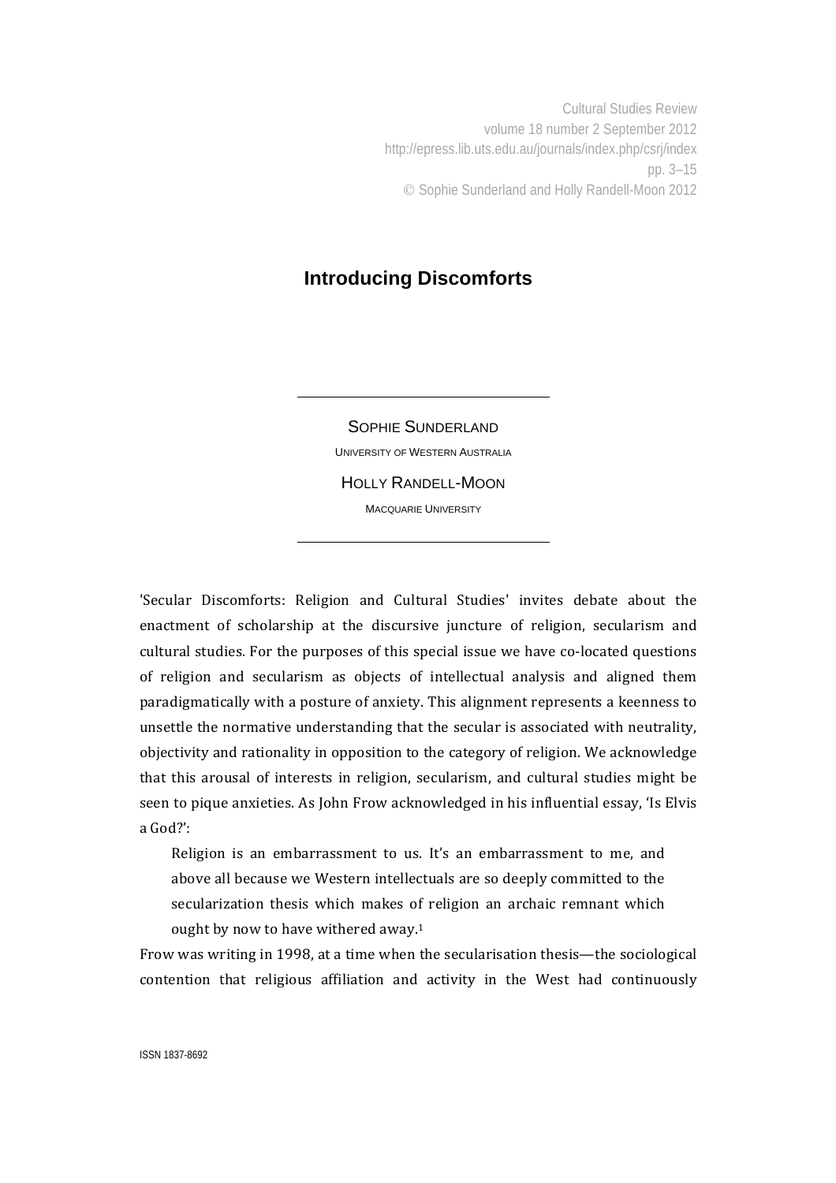# Introducing Discomforts

SOPHIE SUNDERLAND

UNIVERSITY OF WESTERN AUSTRALIA

HOLLY RANDELL-MOON

MACQUARIE UNIVERSITY

'Secular Discomforts: Religion and Cultural Studies' invites debate about the enactment of scholarship at the discursive juncture of religion, secularism and cultural studies. For the purposes of this special issue we have co-located questions of religion and secularism as objects of intellectual analysis and aligned them paradigmatically with a posture of anxiety. This alignment represents a keenness to unsettle the normative understanding that the secular is associated with neutrality, objectivity and rationality in opposition to the category of religion. We acknowledge that this arousal of interests in religion, secularism, and cultural studies might be seen to pique anxieties. As John Frow acknowledged in his influential essay, 'Is Elvis a God?':

> Religion is an embarrassment to us. It's an embarrassment to me, and above all because we Western intellectuals are so deeply committed to the secularization thesis which makes of religion an archaic remnant which ought by now to have withered away.[1]

Frow was writing in 1998, at a time when the secularisation thesis—the sociological contention that religious affiliation and activity in the West had continuously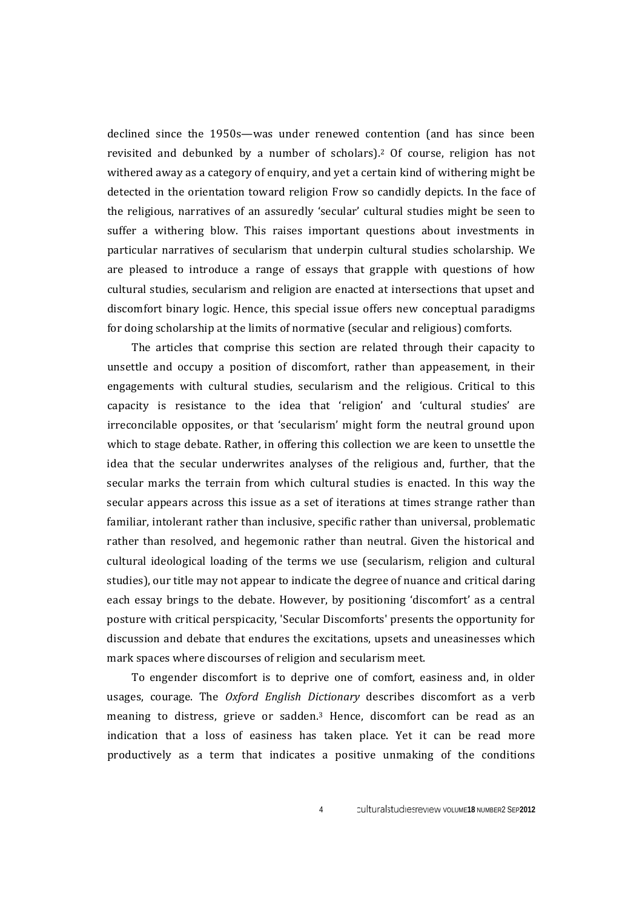declined since the 1950s—was under renewed contention (and has since been revisited and debunked by a number of scholars).[2] Of course, religion has not withered away as a category of enquiry, and yet a certain kind of withering might be detected in the orientation toward religion Frow so candidly depicts. In the face of the religious, narratives of an assuredly 'secular' cultural studies might be seen to suffer a withering blow. This raises important questions about investments in particular narratives of secularism that underpin cultural studies scholarship. We are pleased to introduce a range of essays that grapple with questions of how cultural studies, secularism and religion are enacted at intersections that upset and discomfort binary logic. Hence, this special issue offers new conceptual paradigms for doing scholarship at the limits of normative (secular and religious) comforts.

The articles that comprise this section are related through their capacity to unsettle and occupy a position of discomfort, rather than appeasement, in their engagements with cultural studies, secularism and the religious. Critical to this capacity is resistance to the idea that 'religion' and 'cultural studies' are irreconcilable opposites, or that 'secularism' might form the neutral ground upon which to stage debate. Rather, in offering this collection we are keen to unsettle the idea that the secular underwrites analyses of the religious and, further, that the secular marks the terrain from which cultural studies is enacted. In this way the secular appears across this issue as a set of iterations at times strange rather than familiar, intolerant rather than inclusive, specific rather than universal, problematic rather than resolved, and hegemonic rather than neutral. Given the historical and cultural ideological loading of the terms we use (secularism, religion and cultural studies), our title may not appear to indicate the degree of nuance and critical daring each essay brings to the debate. However, by positioning 'discomfort' as a central posture with critical perspicacity, 'Secular Discomforts' presents the opportunity for discussion and debate that endures the excitations, upsets and uneasinesses which mark spaces where discourses of religion and secularism meet.

To engender discomfort is to deprive one of comfort, easiness and, in older usages, courage. The *Oxford English Dictionary* describes discomfort as a verb meaning to distress, grieve or sadden.[3] Hence, discomfort can be read as an indication that a loss of easiness has taken place. Yet it can be read more productively as a term that indicates a positive unmaking of the conditions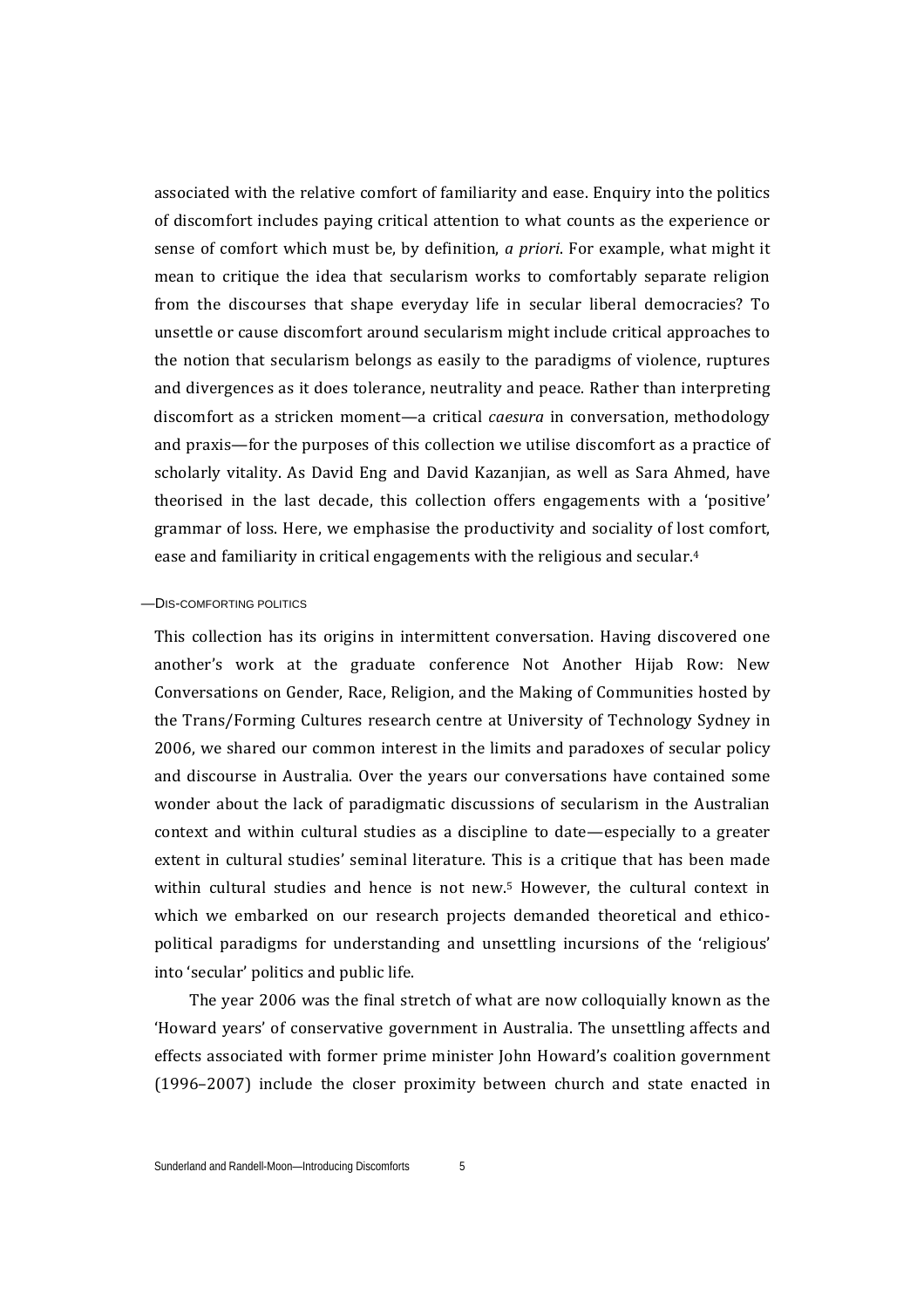associated with the relative comfort of familiarity and ease. Enquiry into the politics of discomfort includes paying critical attention to what counts as the experience or sense of comfort which must be, by definition, *a priori*. For example, what might it mean to critique the idea that secularism works to comfortably separate religion from the discourses that shape everyday life in secular liberal democracies? To unsettle or cause discomfort around secularism might include critical approaches to the notion that secularism belongs as easily to the paradigms of violence, ruptures and divergences as it does tolerance, neutrality and peace. Rather than interpreting discomfort as a stricken moment—a critical *caesura* in conversation, methodology and praxis—for the purposes of this collection we utilise discomfort as a practice of scholarly vitality. As David Eng and David Kazanjian, as well as Sara Ahmed, have theorised in the last decade, this collection offers engagements with a 'positive' grammar of loss. Here, we emphasise the productivity and sociality of lost comfort, ease and familiarity in critical engagements with the religious and secular.[4]

## —Dis-comforting politics

This collection has its origins in intermittent conversation. Having discovered one another's work at the graduate conference Not Another Hijab Row: New Conversations on Gender, Race, Religion, and the Making of Communities hosted by the Trans/Forming Cultures research centre at University of Technology Sydney in 2006, we shared our common interest in the limits and paradoxes of secular policy and discourse in Australia. Over the years our conversations have contained some wonder about the lack of paradigmatic discussions of secularism in the Australian context and within cultural studies as a discipline to date—especially to a greater extent in cultural studies' seminal literature. This is a critique that has been made within cultural studies and hence is not new.[5] However, the cultural context in which we embarked on our research projects demanded theoretical and ethico-political paradigms for understanding and unsettling incursions of the 'religious' into 'secular' politics and public life.

The year 2006 was the final stretch of what are now colloquially known as the 'Howard years' of conservative government in Australia. The unsettling affects and effects associated with former prime minister John Howard's coalition government (1996–2007) include the closer proximity between church and state enacted in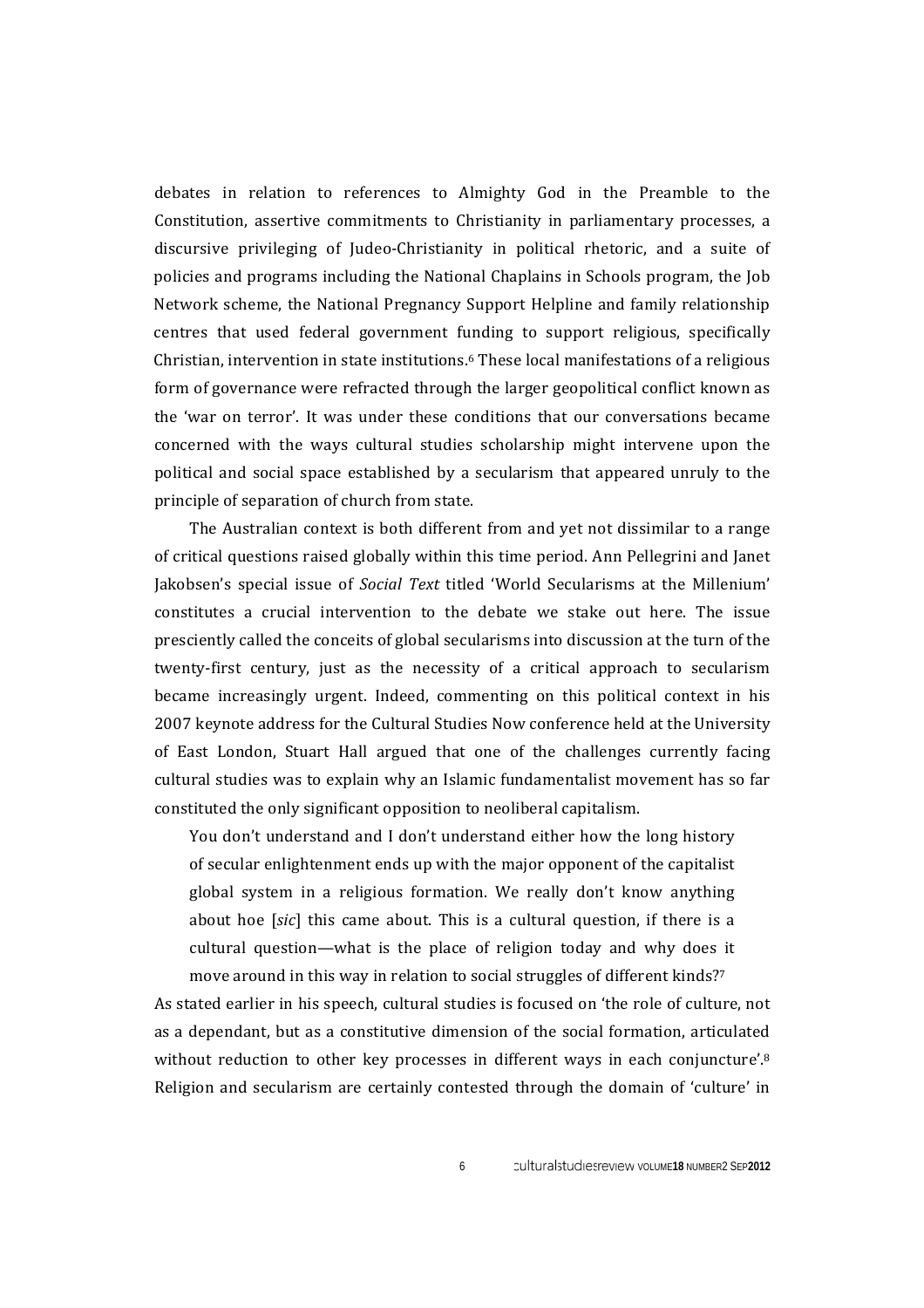debates in relation to references to Almighty God in the Preamble to the Constitution, assertive commitments to Christianity in parliamentary processes, a discursive privileging of Judeo-Christianity in political rhetoric, and a suite of policies and programs including the National Chaplains in Schools program, the Job Network scheme, the National Pregnancy Support Helpline and family relationship centres that used federal government funding to support religious, specifically Christian, intervention in state institutions.[6] These local manifestations of a religious form of governance were refracted through the larger geopolitical conflict known as the 'war on terror'. It was under these conditions that our conversations became concerned with the ways cultural studies scholarship might intervene upon the political and social space established by a secularism that appeared unruly to the principle of separation of church from state.

The Australian context is both different from and yet not dissimilar to a range of critical questions raised globally within this time period. Ann Pellegrini and Janet Jakobsen's special issue of *Social Text* titled 'World Secularisms at the Millenium' constitutes a crucial intervention to the debate we stake out here. The issue presciently called the conceits of global secularisms into discussion at the turn of the twenty-first century, just as the necessity of a critical approach to secularism became increasingly urgent. Indeed, commenting on this political context in his 2007 keynote address for the Cultural Studies Now conference held at the University of East London, Stuart Hall argued that one of the challenges currently facing cultural studies was to explain why an Islamic fundamentalist movement has so far constituted the only significant opposition to neoliberal capitalism.

> You don't understand and I don't understand either how the long history of secular enlightenment ends up with the major opponent of the capitalist global system in a religious formation. We really don't know anything about hoe [*sic*] this came about. This is a cultural question, if there is a cultural question—what is the place of religion today and why does it move around in this way in relation to social struggles of different kinds?[7]

As stated earlier in his speech, cultural studies is focused on 'the role of culture, not as a dependant, but as a constitutive dimension of the social formation, articulated without reduction to other key processes in different ways in each conjuncture'.[8] Religion and secularism are certainly contested through the domain of 'culture' in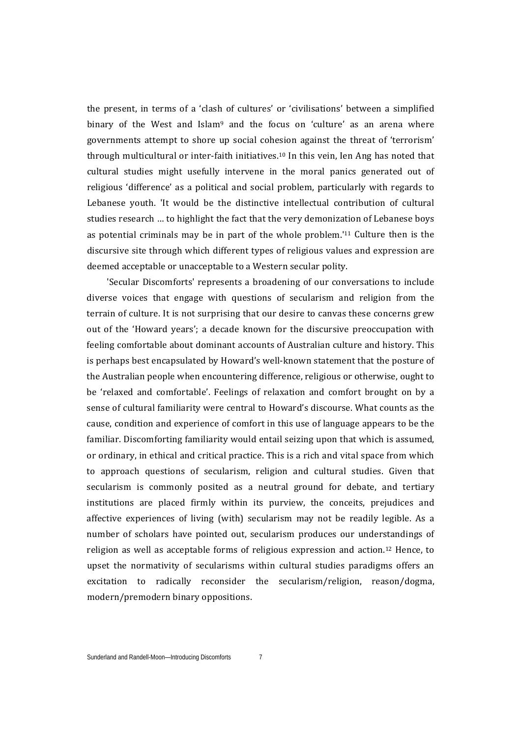the present, in terms of a 'clash of cultures' or 'civilisations' between a simplified binary of the West and Islam[9] and the focus on 'culture' as an arena where governments attempt to shore up social cohesion against the threat of 'terrorism' through multicultural or inter-faith initiatives.[10] In this vein, Ien Ang has noted that cultural studies might usefully intervene in the moral panics generated out of religious 'difference' as a political and social problem, particularly with regards to Lebanese youth. 'It would be the distinctive intellectual contribution of cultural studies research … to highlight the fact that the very demonization of Lebanese boys as potential criminals may be in part of the whole problem.'[11] Culture then is the discursive site through which different types of religious values and expression are deemed acceptable or unacceptable to a Western secular polity.

'Secular Discomforts' represents a broadening of our conversations to include diverse voices that engage with questions of secularism and religion from the terrain of culture. It is not surprising that our desire to canvas these concerns grew out of the 'Howard years'; a decade known for the discursive preoccupation with feeling comfortable about dominant accounts of Australian culture and history. This is perhaps best encapsulated by Howard's well-known statement that the posture of the Australian people when encountering difference, religious or otherwise, ought to be 'relaxed and comfortable'. Feelings of relaxation and comfort brought on by a sense of cultural familiarity were central to Howard's discourse. What counts as the cause, condition and experience of comfort in this use of language appears to be the familiar. Discomforting familiarity would entail seizing upon that which is assumed, or ordinary, in ethical and critical practice. This is a rich and vital space from which to approach questions of secularism, religion and cultural studies. Given that secularism is commonly posited as a neutral ground for debate, and tertiary institutions are placed firmly within its purview, the conceits, prejudices and affective experiences of living (with) secularism may not be readily legible. As a number of scholars have pointed out, secularism produces our understandings of religion as well as acceptable forms of religious expression and action.[12] Hence, to upset the normativity of secularisms within cultural studies paradigms offers an excitation to radically reconsider the secularism/religion, reason/dogma, modern/premodern binary oppositions.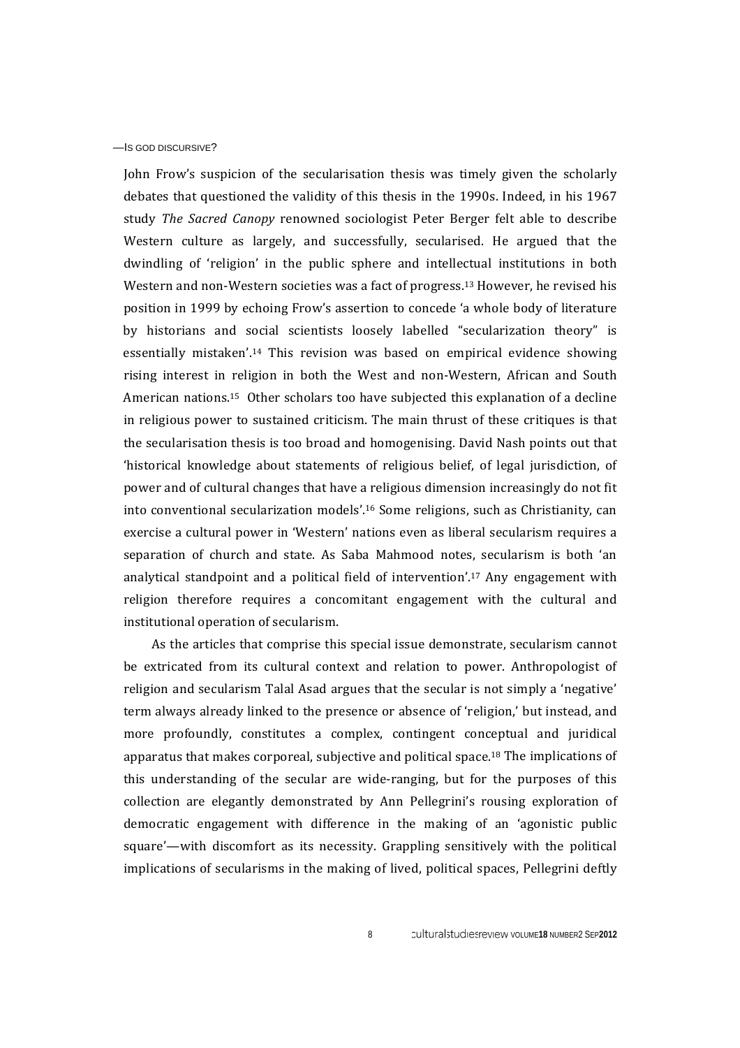John Frow's suspicion of the secularisation thesis was timely given the scholarly debates that questioned the validity of this thesis in the 1990s. Indeed, in his 1967 study *The Sacred Canopy* renowned sociologist Peter Berger felt able to describe Western culture as largely, and successfully, secularised. He argued that the dwindling of 'religion' in the public sphere and intellectual institutions in both Western and non-Western societies was a fact of progress.[13] However, he revised his position in 1999 by echoing Frow's assertion to concede 'a whole body of literature by historians and social scientists loosely labelled "secularization theory" is essentially mistaken'.[14] This revision was based on empirical evidence showing rising interest in religion in both the West and non-Western, African and South American nations.[15] Other scholars too have subjected this explanation of a decline in religious power to sustained criticism. The main thrust of these critiques is that the secularisation thesis is too broad and homogenising. David Nash points out that 'historical knowledge about statements of religious belief, of legal jurisdiction, of power and of cultural changes that have a religious dimension increasingly do not fit into conventional secularization models'.[16] Some religions, such as Christianity, can exercise a cultural power in 'Western' nations even as liberal secularism requires a separation of church and state. As Saba Mahmood notes, secularism is both 'an analytical standpoint and a political field of intervention'.[17] Any engagement with religion therefore requires a concomitant engagement with the cultural and institutional operation of secularism.

As the articles that comprise this special issue demonstrate, secularism cannot be extricated from its cultural context and relation to power. Anthropologist of religion and secularism Talal Asad argues that the secular is not simply a 'negative' term always already linked to the presence or absence of 'religion,' but instead, and more profoundly, constitutes a complex, contingent conceptual and juridical apparatus that makes corporeal, subjective and political space.[18] The implications of this understanding of the secular are wide-ranging, but for the purposes of this collection are elegantly demonstrated by Ann Pellegrini's rousing exploration of democratic engagement with difference in the making of an 'agonistic public square'—with discomfort as its necessity. Grappling sensitively with the political implications of secularisms in the making of lived, political spaces, Pellegrini deftly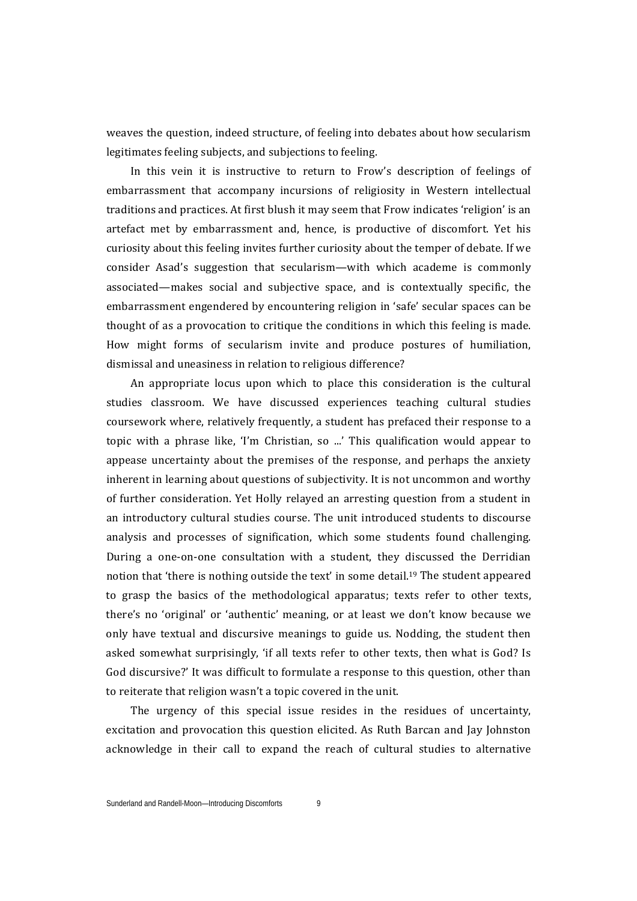weaves the question, indeed structure, of feeling into debates about how secularism legitimates feeling subjects, and subjections to feeling.

In this vein it is instructive to return to Frow's description of feelings of embarrassment that accompany incursions of religiosity in Western intellectual traditions and practices. At first blush it may seem that Frow indicates 'religion' is an artefact met by embarrassment and, hence, is productive of discomfort. Yet his curiosity about this feeling invites further curiosity about the temper of debate. If we consider Asad's suggestion that secularism—with which academe is commonly associated—makes social and subjective space, and is contextually specific, the embarrassment engendered by encountering religion in 'safe' secular spaces can be thought of as a provocation to critique the conditions in which this feeling is made. How might forms of secularism invite and produce postures of humiliation, dismissal and uneasiness in relation to religious difference?

An appropriate locus upon which to place this consideration is the cultural studies classroom. We have discussed experiences teaching cultural studies coursework where, relatively frequently, a student has prefaced their response to a topic with a phrase like, 'I'm Christian, so ...' This qualification would appear to appease uncertainty about the premises of the response, and perhaps the anxiety inherent in learning about questions of subjectivity. It is not uncommon and worthy of further consideration. Yet Holly relayed an arresting question from a student in an introductory cultural studies course. The unit introduced students to discourse analysis and processes of signification, which some students found challenging. During a one-on-one consultation with a student, they discussed the Derridian notion that 'there is nothing outside the text' in some detail.[19] The student appeared to grasp the basics of the methodological apparatus; texts refer to other texts, there's no 'original' or 'authentic' meaning, or at least we don't know because we only have textual and discursive meanings to guide us. Nodding, the student then asked somewhat surprisingly, 'if all texts refer to other texts, then what is God? Is God discursive?' It was difficult to formulate a response to this question, other than to reiterate that religion wasn't a topic covered in the unit.

The urgency of this special issue resides in the residues of uncertainty, excitation and provocation this question elicited. As Ruth Barcan and Jay Johnston acknowledge in their call to expand the reach of cultural studies to alternative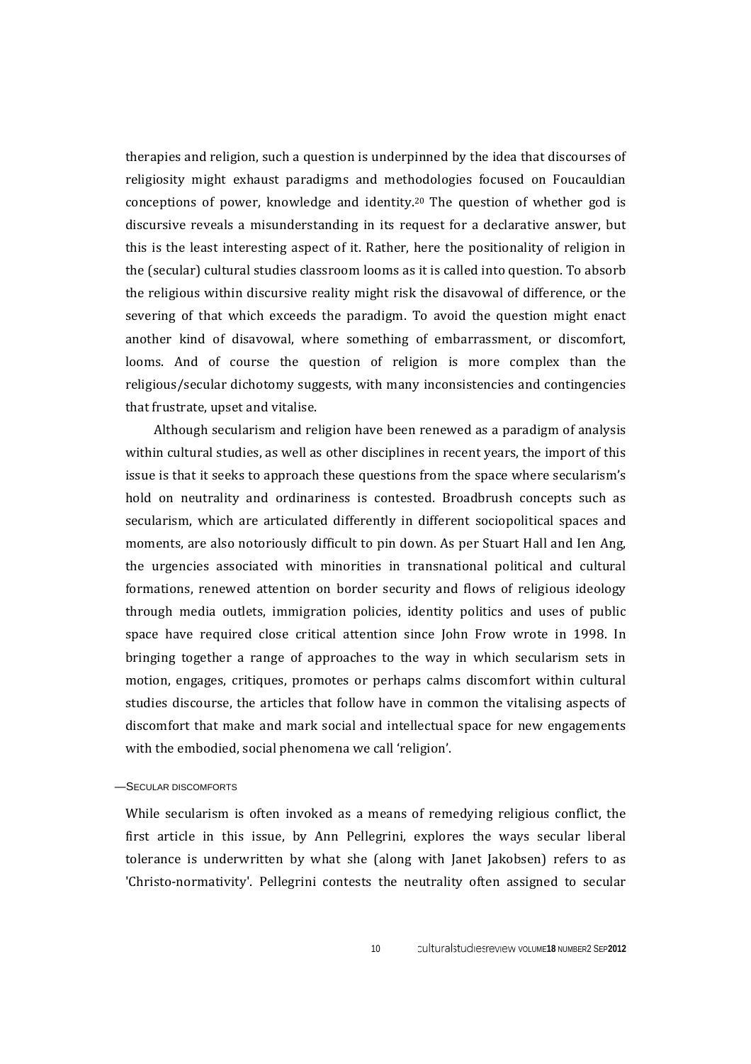therapies and religion, such a question is underpinned by the idea that discourses of religiosity might exhaust paradigms and methodologies focused on Foucauldian conceptions of power, knowledge and identity.[20] The question of whether god is discursive reveals a misunderstanding in its request for a declarative answer, but this is the least interesting aspect of it. Rather, here the positionality of religion in the (secular) cultural studies classroom looms as it is called into question. To absorb the religious within discursive reality might risk the disavowal of difference, or the severing of that which exceeds the paradigm. To avoid the question might enact another kind of disavowal, where something of embarrassment, or discomfort, looms. And of course the question of religion is more complex than the religious/secular dichotomy suggests, with many inconsistencies and contingencies that frustrate, upset and vitalise.

Although secularism and religion have been renewed as a paradigm of analysis within cultural studies, as well as other disciplines in recent years, the import of this issue is that it seeks to approach these questions from the space where secularism's hold on neutrality and ordinariness is contested. Broadbrush concepts such as secularism, which are articulated differently in different sociopolitical spaces and moments, are also notoriously difficult to pin down. As per Stuart Hall and Ien Ang, the urgencies associated with minorities in transnational political and cultural formations, renewed attention on border security and flows of religious ideology through media outlets, immigration policies, identity politics and uses of public space have required close critical attention since John Frow wrote in 1998. In bringing together a range of approaches to the way in which secularism sets in motion, engages, critiques, promotes or perhaps calms discomfort within cultural studies discourse, the articles that follow have in common the vitalising aspects of discomfort that make and mark social and intellectual space for new engagements with the embodied, social phenomena we call 'religion'.

## —Secular discomforts

While secularism is often invoked as a means of remedying religious conflict, the first article in this issue, by Ann Pellegrini, explores the ways secular liberal tolerance is underwritten by what she (along with Janet Jakobsen) refers to as 'Christo-normativity'. Pellegrini contests the neutrality often assigned to secular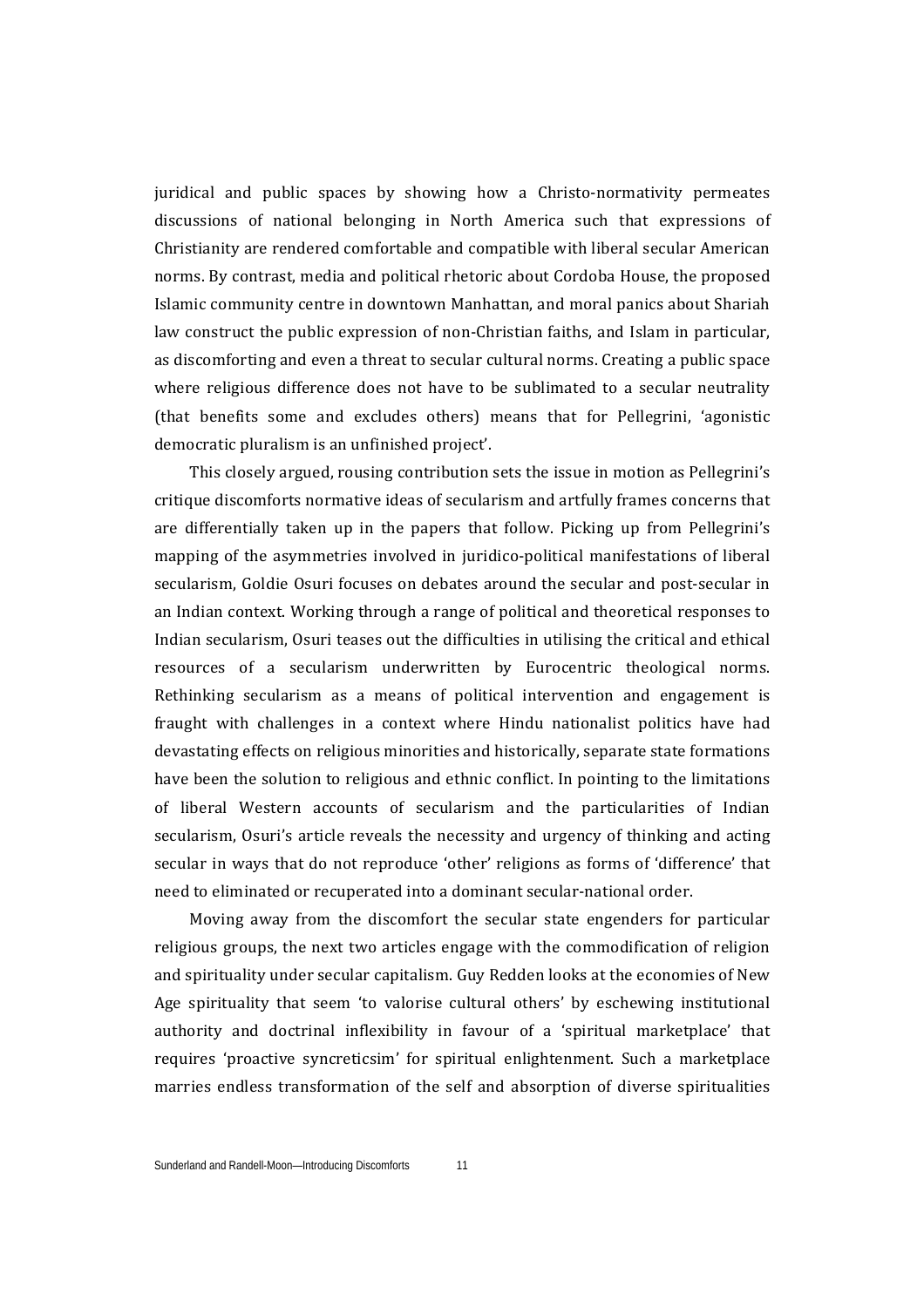juridical and public spaces by showing how a Christo-normativity permeates discussions of national belonging in North America such that expressions of Christianity are rendered comfortable and compatible with liberal secular American norms. By contrast, media and political rhetoric about Cordoba House, the proposed Islamic community centre in downtown Manhattan, and moral panics about Shariah law construct the public expression of non-Christian faiths, and Islam in particular, as discomforting and even a threat to secular cultural norms. Creating a public space where religious difference does not have to be sublimated to a secular neutrality (that benefits some and excludes others) means that for Pellegrini, 'agonistic democratic pluralism is an unfinished project'.

This closely argued, rousing contribution sets the issue in motion as Pellegrini's critique discomforts normative ideas of secularism and artfully frames concerns that are differentially taken up in the papers that follow. Picking up from Pellegrini's mapping of the asymmetries involved in juridico-political manifestations of liberal secularism, Goldie Osuri focuses on debates around the secular and post-secular in an Indian context. Working through a range of political and theoretical responses to Indian secularism, Osuri teases out the difficulties in utilising the critical and ethical resources of a secularism underwritten by Eurocentric theological norms. Rethinking secularism as a means of political intervention and engagement is fraught with challenges in a context where Hindu nationalist politics have had devastating effects on religious minorities and historically, separate state formations have been the solution to religious and ethnic conflict. In pointing to the limitations of liberal Western accounts of secularism and the particularities of Indian secularism, Osuri's article reveals the necessity and urgency of thinking and acting secular in ways that do not reproduce 'other' religions as forms of 'difference' that need to eliminated or recuperated into a dominant secular-national order.

Moving away from the discomfort the secular state engenders for particular religious groups, the next two articles engage with the commodification of religion and spirituality under secular capitalism. Guy Redden looks at the economies of New Age spirituality that seem 'to valorise cultural others' by eschewing institutional authority and doctrinal inflexibility in favour of a 'spiritual marketplace' that requires 'proactive syncreticsim' for spiritual enlightenment. Such a marketplace marries endless transformation of the self and absorption of diverse spiritualities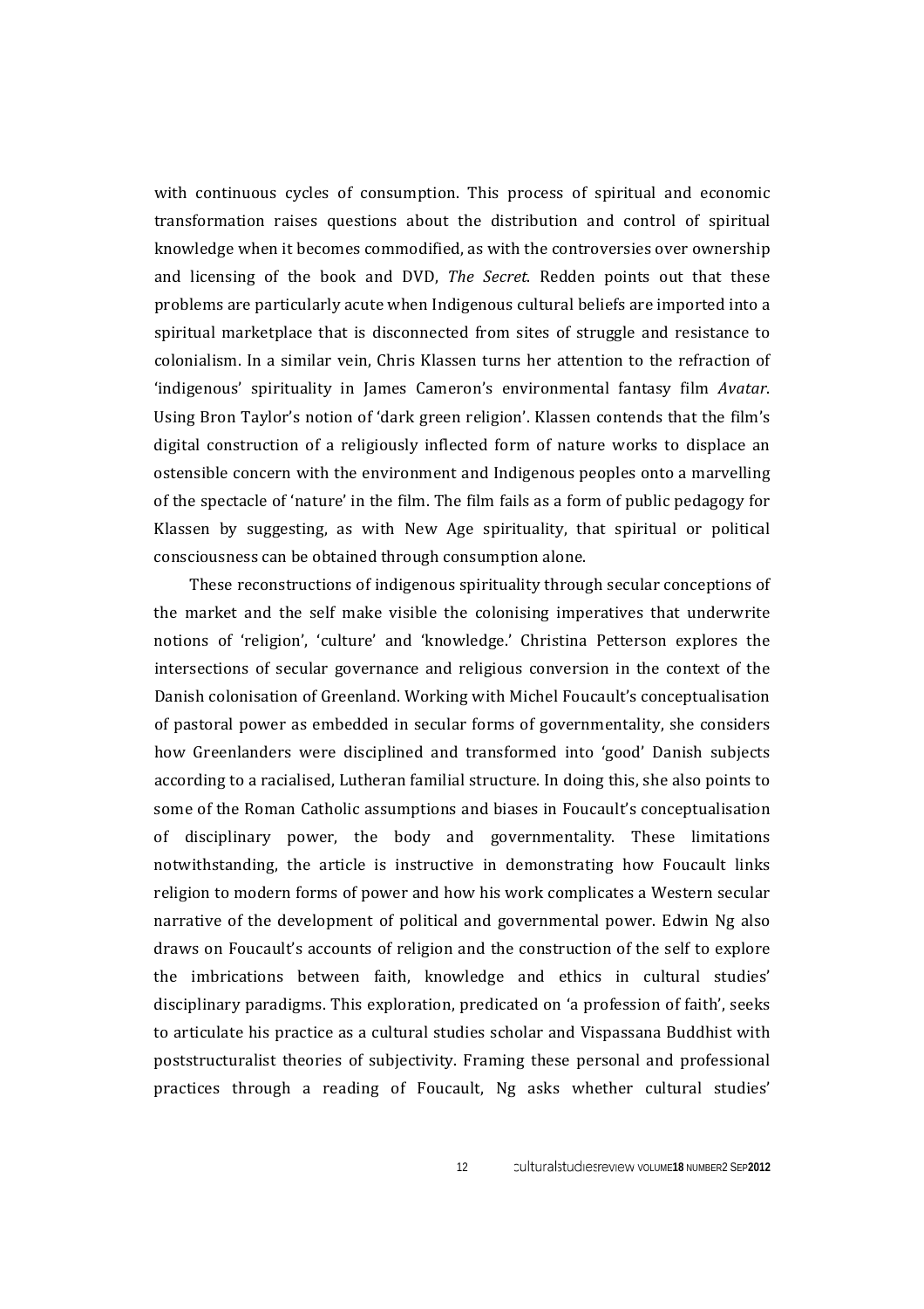with continuous cycles of consumption. This process of spiritual and economic transformation raises questions about the distribution and control of spiritual knowledge when it becomes commodified, as with the controversies over ownership and licensing of the book and DVD, *The Secret*. Redden points out that these problems are particularly acute when Indigenous cultural beliefs are imported into a spiritual marketplace that is disconnected from sites of struggle and resistance to colonialism. In a similar vein, Chris Klassen turns her attention to the refraction of 'indigenous' spirituality in James Cameron's environmental fantasy film *Avatar*. Using Bron Taylor's notion of 'dark green religion'. Klassen contends that the film's digital construction of a religiously inflected form of nature works to displace an ostensible concern with the environment and Indigenous peoples onto a marvelling of the spectacle of 'nature' in the film. The film fails as a form of public pedagogy for Klassen by suggesting, as with New Age spirituality, that spiritual or political consciousness can be obtained through consumption alone.

These reconstructions of indigenous spirituality through secular conceptions of the market and the self make visible the colonising imperatives that underwrite notions of 'religion', 'culture' and 'knowledge.' Christina Petterson explores the intersections of secular governance and religious conversion in the context of the Danish colonisation of Greenland. Working with Michel Foucault's conceptualisation of pastoral power as embedded in secular forms of governmentality, she considers how Greenlanders were disciplined and transformed into 'good' Danish subjects according to a racialised, Lutheran familial structure. In doing this, she also points to some of the Roman Catholic assumptions and biases in Foucault's conceptualisation of disciplinary power, the body and governmentality. These limitations notwithstanding, the article is instructive in demonstrating how Foucault links religion to modern forms of power and how his work complicates a Western secular narrative of the development of political and governmental power. Edwin Ng also draws on Foucault's accounts of religion and the construction of the self to explore the imbrications between faith, knowledge and ethics in cultural studies' disciplinary paradigms. This exploration, predicated on 'a profession of faith', seeks to articulate his practice as a cultural studies scholar and Vispassana Buddhist with poststructuralist theories of subjectivity. Framing these personal and professional practices through a reading of Foucault, Ng asks whether cultural studies'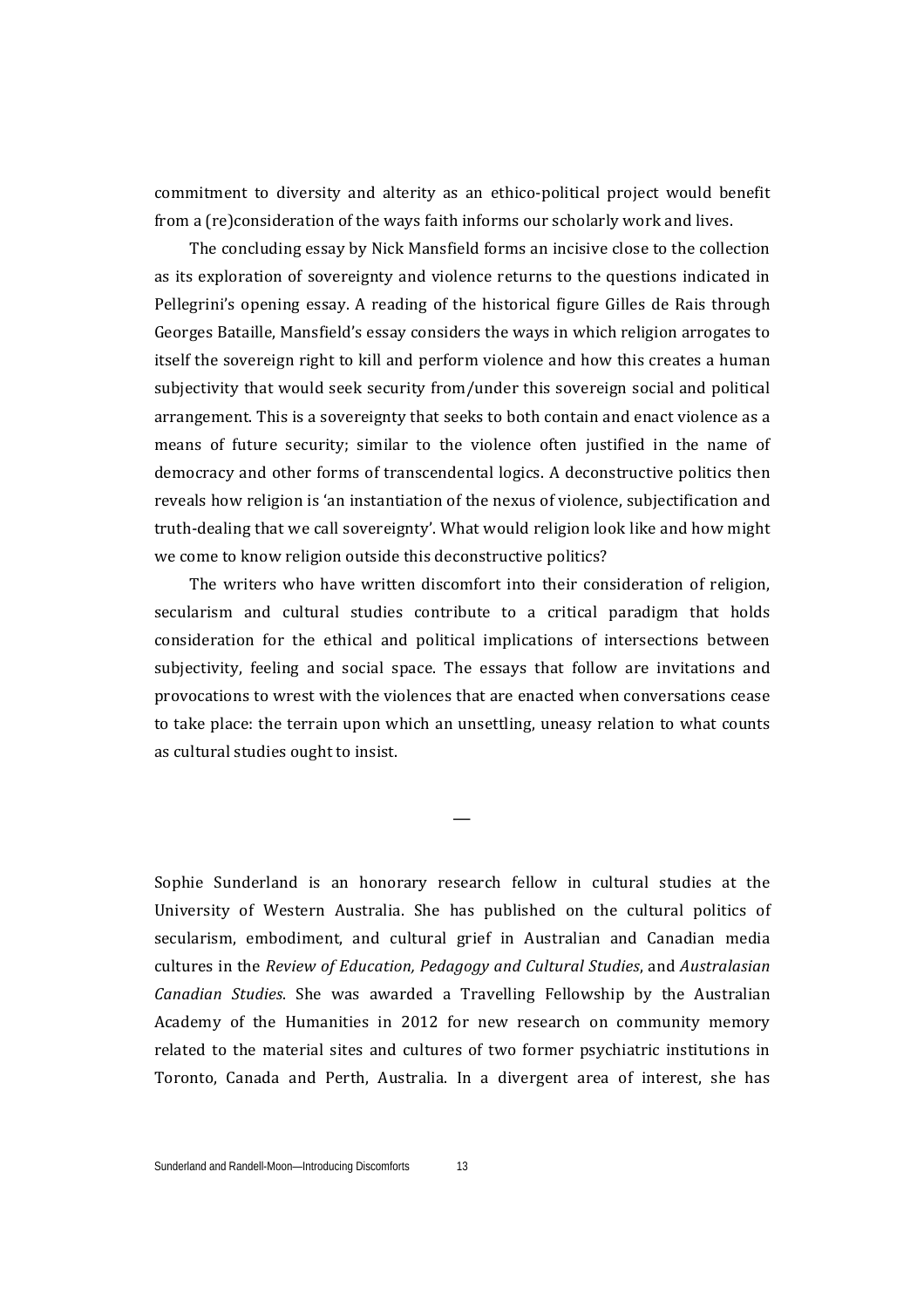commitment to diversity and alterity as an ethico-political project would benefit from a (re)consideration of the ways faith informs our scholarly work and lives.

The concluding essay by Nick Mansfield forms an incisive close to the collection as its exploration of sovereignty and violence returns to the questions indicated in Pellegrini's opening essay. A reading of the historical figure Gilles de Rais through Georges Bataille, Mansfield's essay considers the ways in which religion arrogates to itself the sovereign right to kill and perform violence and how this creates a human subjectivity that would seek security from/under this sovereign social and political arrangement. This is a sovereignty that seeks to both contain and enact violence as a means of future security; similar to the violence often justified in the name of democracy and other forms of transcendental logics. A deconstructive politics then reveals how religion is 'an instantiation of the nexus of violence, subjectification and truth-dealing that we call sovereignty'. What would religion look like and how might we come to know religion outside this deconstructive politics?

The writers who have written discomfort into their consideration of religion, secularism and cultural studies contribute to a critical paradigm that holds consideration for the ethical and political implications of intersections between subjectivity, feeling and social space. The essays that follow are invitations and provocations to wrest with the violences that are enacted when conversations cease to take place: the terrain upon which an unsettling, uneasy relation to what counts as cultural studies ought to insist.

—

Sophie Sunderland is an honorary research fellow in cultural studies at the University of Western Australia. She has published on the cultural politics of secularism, embodiment, and cultural grief in Australian and Canadian media cultures in the *Review of Education, Pedagogy and Cultural Studies*, and *Australasian Canadian Studies*. She was awarded a Travelling Fellowship by the Australian Academy of the Humanities in 2012 for new research on community memory related to the material sites and cultures of two former psychiatric institutions in Toronto, Canada and Perth, Australia. In a divergent area of interest, she has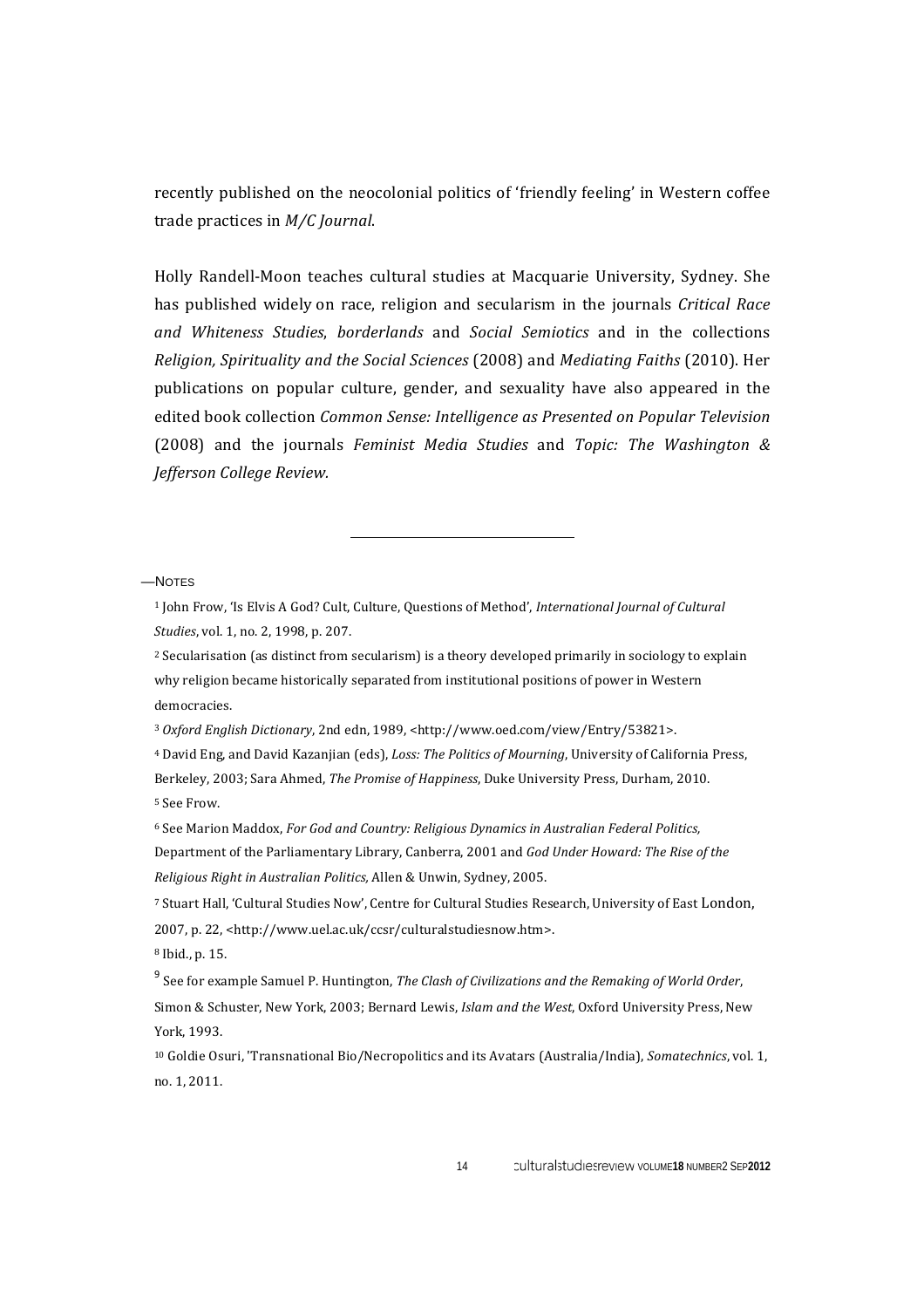recently published on the neocolonial politics of 'friendly feeling' in Western coffee trade practices in *M/C Journal*.

Holly Randell-Moon teaches cultural studies at Macquarie University, Sydney. She has published widely on race, religion and secularism in the journals *Critical Race and Whiteness Studies*, *borderlands* and *Social Semiotics* and in the collections *Religion, Spirituality and the Social Sciences* (2008) and *Mediating Faiths* (2010). Her publications on popular culture, gender, and sexuality have also appeared in the edited book collection *Common Sense: Intelligence as Presented on Popular Television* (2008) and the journals *Feminist Media Studies* and *Topic: The Washington & Jefferson College Review.*

---

—NOTES

[1] John Frow, 'Is Elvis A God? Cult, Culture, Questions of Method', *International Journal of Cultural Studies*, vol. 1, no. 2, 1998, p. 207.

[2] Secularisation (as distinct from secularism) is a theory developed primarily in sociology to explain why religion became historically separated from institutional positions of power in Western democracies.

[3] *Oxford English Dictionary*, 2nd edn, 1989, <http://www.oed.com/view/Entry/53821>.

[4] David Eng, and David Kazanjian (eds), *Loss: The Politics of Mourning*, University of California Press, Berkeley, 2003; Sara Ahmed, *The Promise of Happiness*, Duke University Press, Durham, 2010.

[5] See Frow.

[6] See Marion Maddox, *For God and Country: Religious Dynamics in Australian Federal Politics,* Department of the Parliamentary Library, Canberra, 2001 and *God Under Howard: The Rise of the Religious Right in Australian Politics,* Allen & Unwin, Sydney, 2005.

[7] Stuart Hall, 'Cultural Studies Now', Centre for Cultural Studies Research, University of East London, 2007, p. 22, <http://www.uel.ac.uk/ccsr/culturalstudiesnow.htm>.

[8] Ibid., p. 15.

[9] See for example Samuel P. Huntington, *The Clash of Civilizations and the Remaking of World Order*, Simon & Schuster, New York, 2003; Bernard Lewis, *Islam and the West*, Oxford University Press, New York, 1993.

[10] Goldie Osuri, 'Transnational Bio/Necropolitics and its Avatars (Australia/India), *Somatechnics*, vol. 1, no. 1, 2011.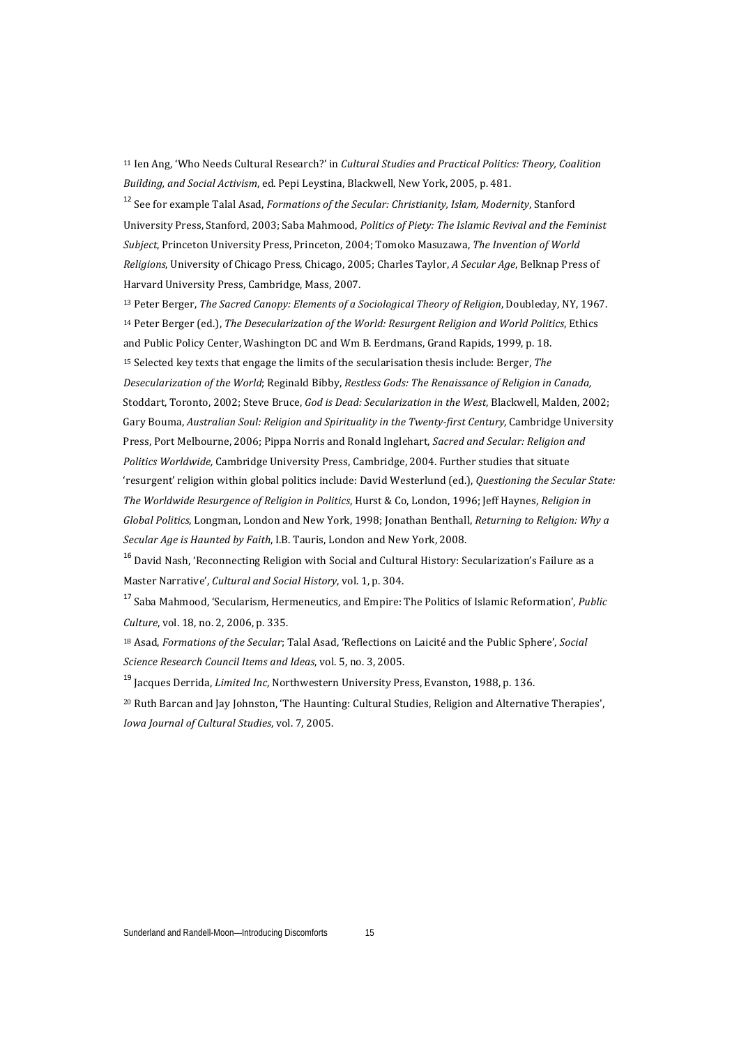[11] Ien Ang, 'Who Needs Cultural Research?' in *Cultural Studies and Practical Politics: Theory, Coalition Building, and Social Activism*, ed. Pepi Leystina, Blackwell, New York, 2005, p. 481.

[12] See for example Talal Asad, *Formations of the Secular: Christianity, Islam, Modernity*, Stanford University Press, Stanford, 2003; Saba Mahmood, *Politics of Piety: The Islamic Revival and the Feminist Subject*, Princeton University Press, Princeton, 2004; Tomoko Masuzawa, *The Invention of World Religions*, University of Chicago Press, Chicago, 2005; Charles Taylor, *A Secular Age*, Belknap Press of Harvard University Press, Cambridge, Mass, 2007.

[13] Peter Berger, *The Sacred Canopy: Elements of a Sociological Theory of Religion*, Doubleday, NY, 1967.

[14] Peter Berger (ed.), *The Desecularization of the World: Resurgent Religion and World Politics*, Ethics and Public Policy Center, Washington DC and Wm B. Eerdmans, Grand Rapids, 1999, p. 18.

[15] Selected key texts that engage the limits of the secularisation thesis include: Berger, *The Desecularization of the World*; Reginald Bibby, *Restless Gods: The Renaissance of Religion in Canada,* Stoddart, Toronto, 2002; Steve Bruce, *God is Dead: Secularization in the West*, Blackwell, Malden, 2002; Gary Bouma, *Australian Soul: Religion and Spirituality in the Twenty-first Century*, Cambridge University Press, Port Melbourne, 2006; Pippa Norris and Ronald Inglehart, *Sacred and Secular: Religion and Politics Worldwide,* Cambridge University Press, Cambridge, 2004. Further studies that situate 'resurgent' religion within global politics include: David Westerlund (ed.), *Questioning the Secular State: The Worldwide Resurgence of Religion in Politics*, Hurst & Co, London, 1996; Jeff Haynes, *Religion in Global Politics*, Longman, London and New York, 1998; Jonathan Benthall, *Returning to Religion: Why a Secular Age is Haunted by Faith*, I.B. Tauris, London and New York, 2008.

[16] David Nash, 'Reconnecting Religion with Social and Cultural History: Secularization's Failure as a Master Narrative', *Cultural and Social History*, vol. 1, p. 304.

[17] Saba Mahmood, 'Secularism, Hermeneutics, and Empire: The Politics of Islamic Reformation', *Public Culture*, vol. 18, no. 2, 2006, p. 335.

[18] Asad, *Formations of the Secular*; Talal Asad, 'Reflections on Laicité and the Public Sphere', *Social Science Research Council Items and Ideas*, vol. 5, no. 3, 2005.

[19] Jacques Derrida, *Limited Inc*, Northwestern University Press, Evanston, 1988, p. 136.

[20] Ruth Barcan and Jay Johnston, 'The Haunting: Cultural Studies, Religion and Alternative Therapies', *Iowa Journal of Cultural Studies*, vol. 7, 2005.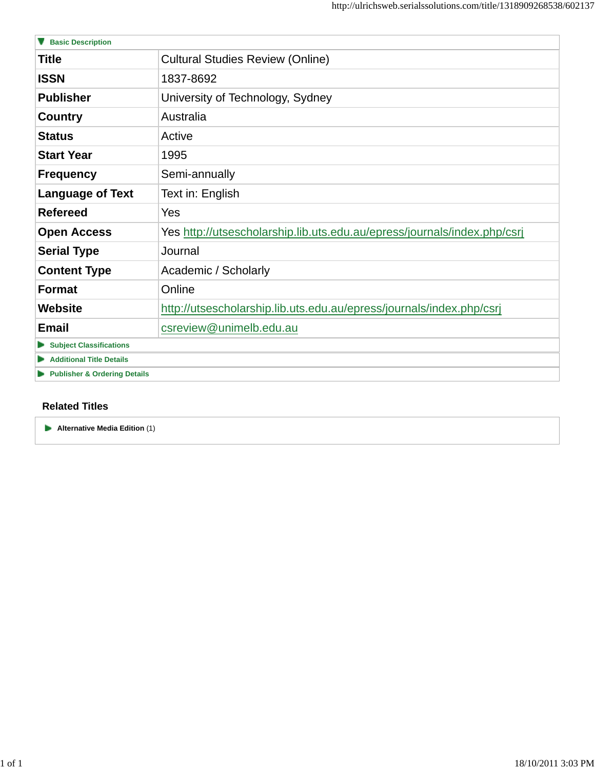### Basic Description

| | |
|---|---|
| **Title** | Cultural Studies Review (Online) |
| **ISSN** | 1837-8692 |
| **Publisher** | University of Technology, Sydney |
| **Country** | Australia |
| **Status** | Active |
| **Start Year** | 1995 |
| **Frequency** | Semi-annually |
| **Language of Text** | Text in: English |
| **Refereed** | Yes |
| **Open Access** | Yes http://utsescholarship.lib.uts.edu.au/epress/journals/index.php/csrj |
| **Serial Type** | Journal |
| **Content Type** | Academic / Scholarly |
| **Format** | Online |
| **Website** | http://utsescholarship.lib.uts.edu.au/epress/journals/index.php/csrj |
| **Email** | csreview@unimelb.edu.au |

Subject Classifications

Additional Title Details

Publisher & Ordering Details

### Related Titles

**Alternative Media Edition** (1)